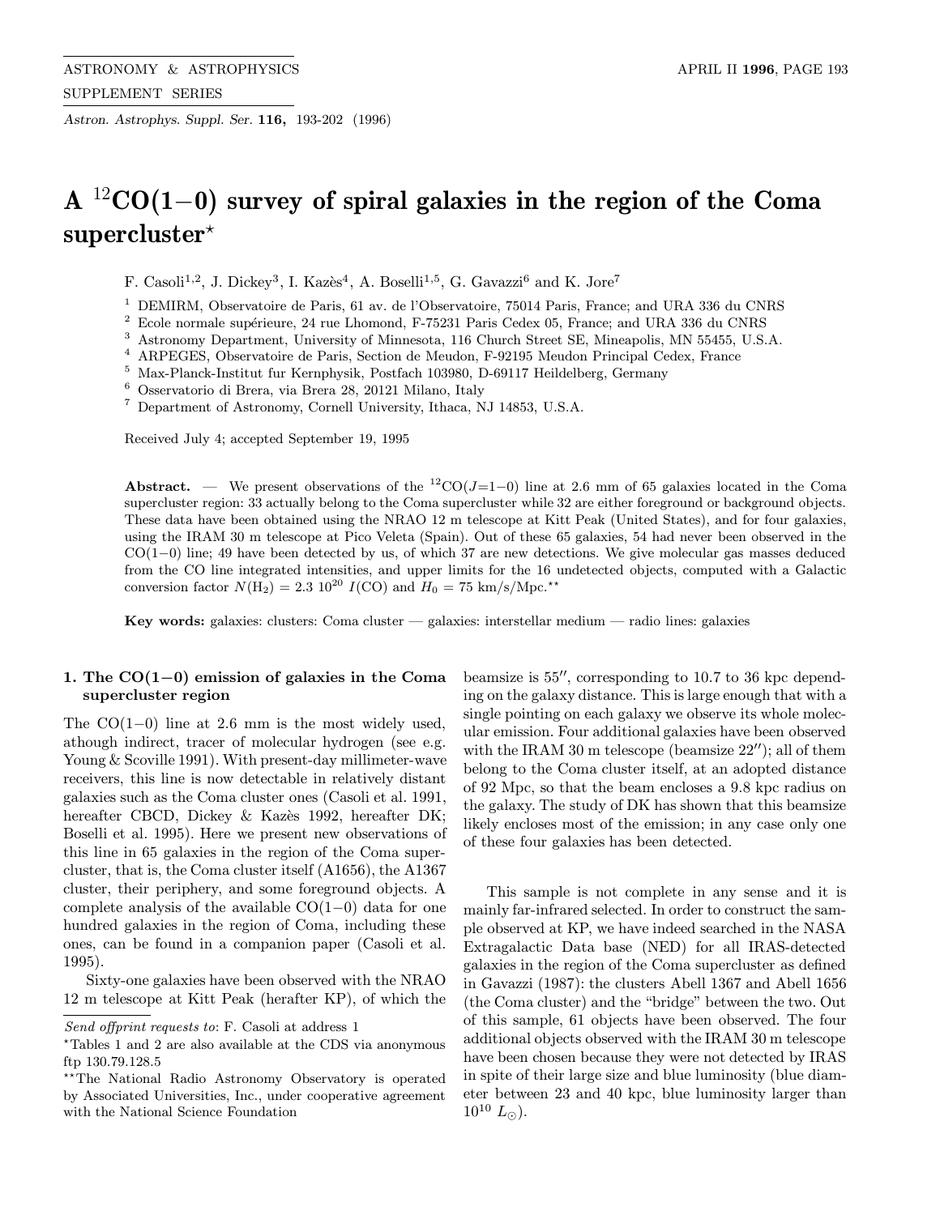ASTRONOMY & ASTROPHYSICS
SUPPLEMENT SERIES

*Astron. Astrophys. Suppl. Ser.* **116,** 193-202 (1996)

# A $^{12}$CO(1−0) survey of spiral galaxies in the region of the Coma supercluster*

F. Casoli[1,2], J. Dickey[3], I. Kazès[4], A. Boselli[1,5], G. Gavazzi[6] and K. Jore[7]

[1] DEMIRM, Observatoire de Paris, 61 av. de l'Observatoire, 75014 Paris, France; and URA 336 du CNRS
[2] Ecole normale supérieure, 24 rue Lhomond, F-75231 Paris Cedex 05, France; and URA 336 du CNRS
[3] Astronomy Department, University of Minnesota, 116 Church Street SE, Mineapolis, MN 55455, U.S.A.
[4] ARPEGES, Observatoire de Paris, Section de Meudon, F-92195 Meudon Principal Cedex, France
[5] Max-Planck-Institut fur Kernphysik, Postfach 103980, D-69117 Heildelberg, Germany
[6] Osservatorio di Brera, via Brera 28, 20121 Milano, Italy
[7] Department of Astronomy, Cornell University, Ithaca, NJ 14853, U.S.A.

Received July 4; accepted September 19, 1995

**Abstract.** — We present observations of the $^{12}$CO($J$=1−0) line at 2.6 mm of 65 galaxies located in the Coma supercluster region: 33 actually belong to the Coma supercluster while 32 are either foreground or background objects. These data have been obtained using the NRAO 12 m telescope at Kitt Peak (United States), and for four galaxies, using the IRAM 30 m telescope at Pico Veleta (Spain). Out of these 65 galaxies, 54 had never been observed in the CO(1−0) line; 49 have been detected by us, of which 37 are new detections. We give molecular gas masses deduced from the CO line integrated intensities, and upper limits for the 16 undetected objects, computed with a Galactic conversion factor $N(H_2) = 2.3\ 10^{20}\ I(CO)$ and $H_0 = 75$ km/s/Mpc.**

**Key words:** galaxies: clusters: Coma cluster — galaxies: interstellar medium — radio lines: galaxies

## 1. The CO(1−0) emission of galaxies in the Coma supercluster region

The CO(1−0) line at 2.6 mm is the most widely used, athough indirect, tracer of molecular hydrogen (see e.g. Young & Scoville 1991). With present-day millimeter-wave receivers, this line is now detectable in relatively distant galaxies such as the Coma cluster ones (Casoli et al. 1991, hereafter CBCD, Dickey & Kazès 1992, hereafter DK; Boselli et al. 1995). Here we present new observations of this line in 65 galaxies in the region of the Coma supercluster, that is, the Coma cluster itself (A1656), the A1367 cluster, their periphery, and some foreground objects. A complete analysis of the available CO(1−0) data for one hundred galaxies in the region of Coma, including these ones, can be found in a companion paper (Casoli et al. 1995).

Sixty-one galaxies have been observed with the NRAO 12 m telescope at Kitt Peak (herafter KP), of which the beamsize is 55″, corresponding to 10.7 to 36 kpc depending on the galaxy distance. This is large enough that with a single pointing on each galaxy we observe its whole molecular emission. Four additional galaxies have been observed with the IRAM 30 m telescope (beamsize 22″); all of them belong to the Coma cluster itself, at an adopted distance of 92 Mpc, so that the beam encloses a 9.8 kpc radius on the galaxy. The study of DK has shown that this beamsize likely encloses most of the emission; in any case only one of these four galaxies has been detected.

This sample is not complete in any sense and it is mainly far-infrared selected. In order to construct the sample observed at KP, we have indeed searched in the NASA Extragalactic Data base (NED) for all IRAS-detected galaxies in the region of the Coma supercluster as defined in Gavazzi (1987): the clusters Abell 1367 and Abell 1656 (the Coma cluster) and the "bridge" between the two. Out of this sample, 61 objects have been observed. The four additional objects observed with the IRAM 30 m telescope have been chosen because they were not detected by IRAS in spite of their large size and blue luminosity (blue diameter between 23 and 40 kpc, blue luminosity larger than $10^{10}\ L_\odot$).

---

*Send offprint requests to*: F. Casoli at address 1

*Tables 1 and 2 are also available at the CDS via anonymous ftp 130.79.128.5

**The National Radio Astronomy Observatory is operated by Associated Universities, Inc., under cooperative agreement with the National Science Foundation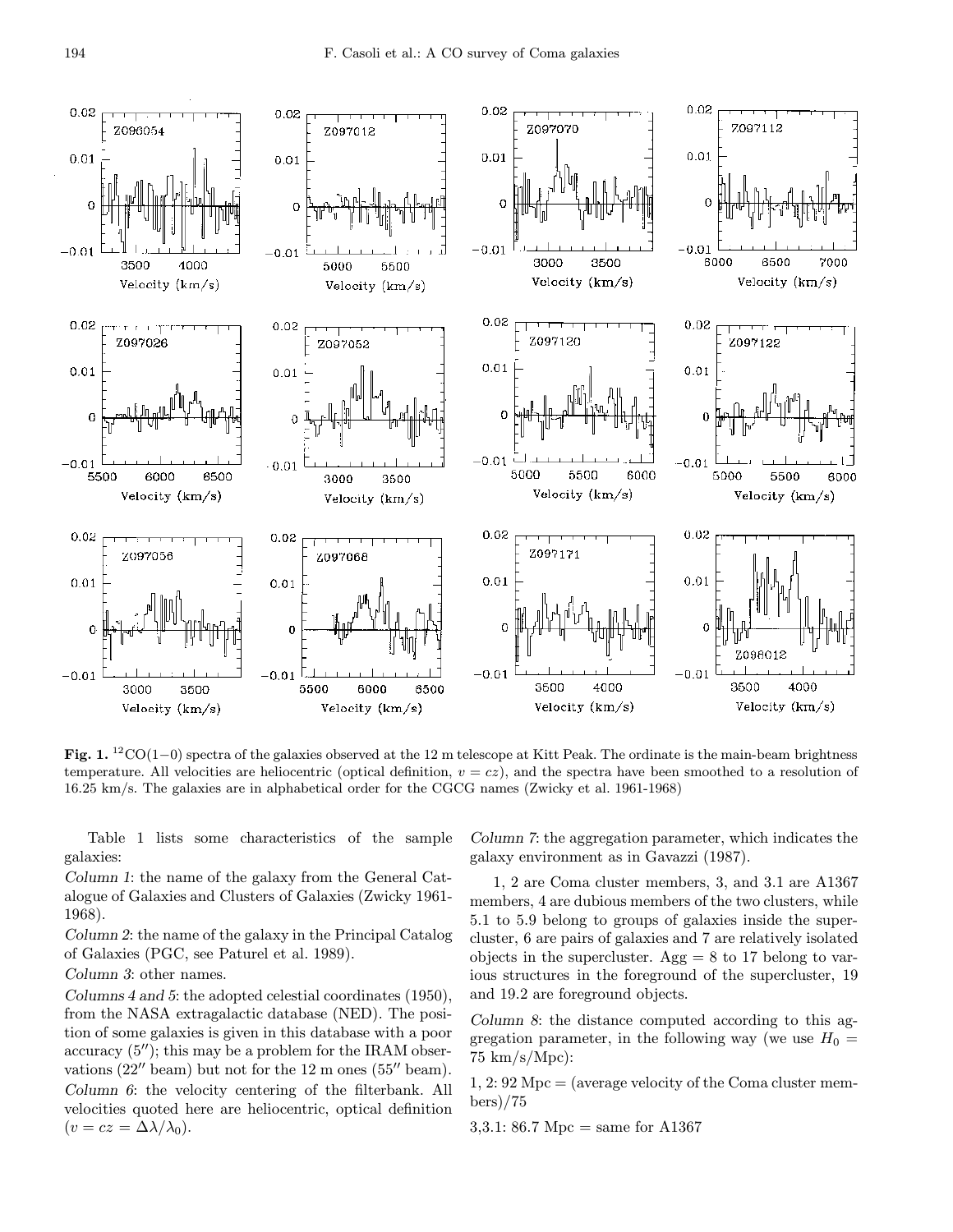**Fig. 1.** $^{12}$CO(1−0) spectra of the galaxies observed at the 12 m telescope at Kitt Peak. The ordinate is the main-beam brightness temperature. All velocities are heliocentric (optical definition, $v = cz$), and the spectra have been smoothed to a resolution of 16.25 km/s. The galaxies are in alphabetical order for the CGCG names (Zwicky et al. 1961-1968)

Table 1 lists some characteristics of the sample galaxies:

*Column 1*: the name of the galaxy from the General Catalogue of Galaxies and Clusters of Galaxies (Zwicky 1961-1968).

*Column 2*: the name of the galaxy in the Principal Catalog of Galaxies (PGC, see Paturel et al. 1989).

*Column 3*: other names.

*Columns 4 and 5*: the adopted celestial coordinates (1950), from the NASA extragalactic database (NED). The position of some galaxies is given in this database with a poor accuracy (5″); this may be a problem for the IRAM observations (22″ beam) but not for the 12 m ones (55″ beam).

*Column 6*: the velocity centering of the filterbank. All velocities quoted here are heliocentric, optical definition ($v = cz = \Delta\lambda/\lambda_0$).

*Column 7*: the aggregation parameter, which indicates the galaxy environment as in Gavazzi (1987).

1, 2 are Coma cluster members, 3, and 3.1 are A1367 members, 4 are dubious members of the two clusters, while 5.1 to 5.9 belong to groups of galaxies inside the supercluster, 6 are pairs of galaxies and 7 are relatively isolated objects in the supercluster. Agg = 8 to 17 belong to various structures in the foreground of the supercluster, 19 and 19.2 are foreground objects.

*Column 8*: the distance computed according to this aggregation parameter, in the following way (we use $H_0 =$ 75 km/s/Mpc):

1, 2: 92 Mpc = (average velocity of the Coma cluster members)/75

3,3.1: 86.7 Mpc = same for A1367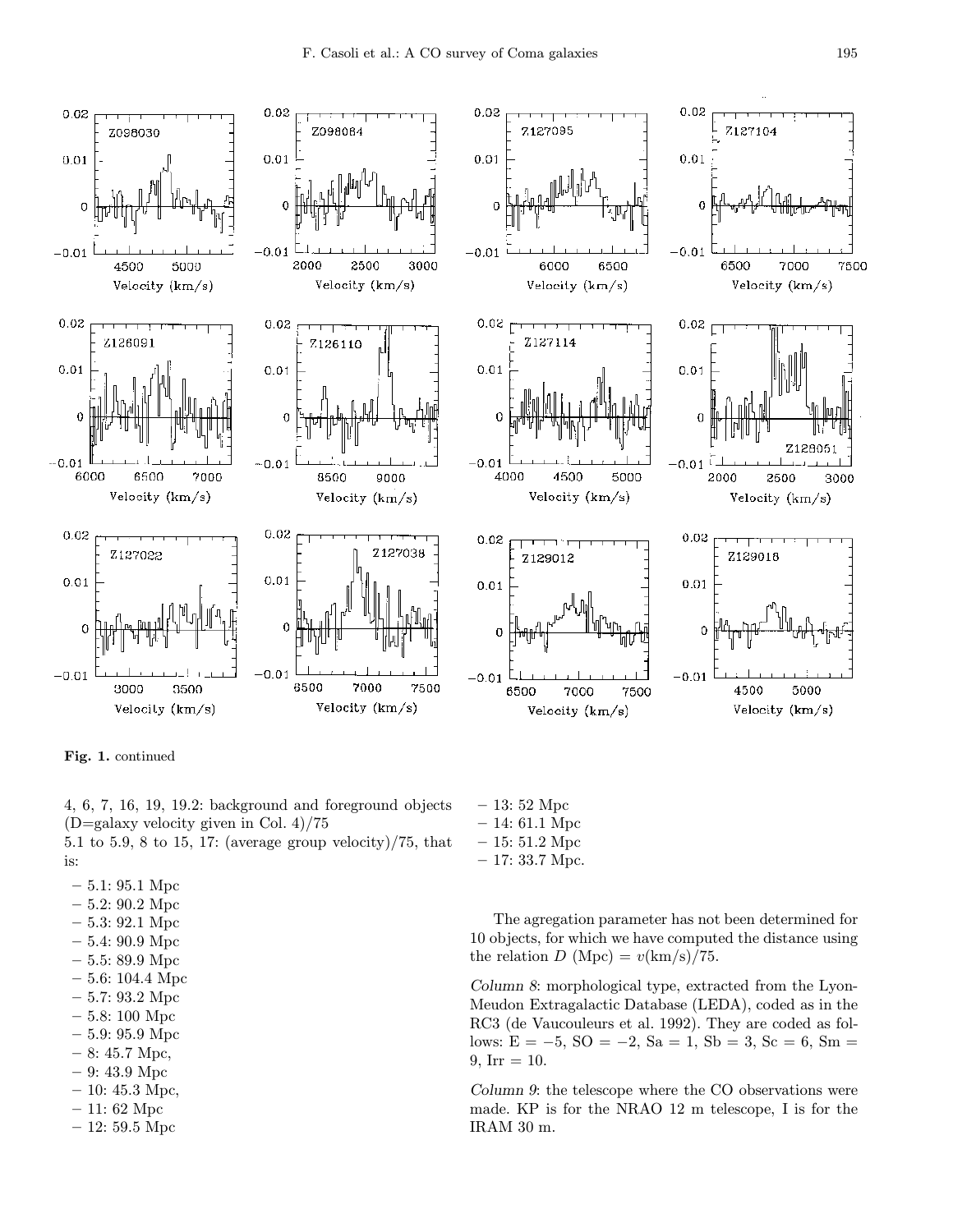**Fig. 1.** continued

4, 6, 7, 16, 19, 19.2: background and foreground objects (D=galaxy velocity given in Col. 4)/75

5.1 to 5.9, 8 to 15, 17: (average group velocity)/75, that is:

- 5.1: 95.1 Mpc
- 5.2: 90.2 Mpc
- 5.3: 92.1 Mpc
- 5.4: 90.9 Mpc
- 5.5: 89.9 Mpc
- 5.6: 104.4 Mpc
- 5.7: 93.2 Mpc
- 5.8: 100 Mpc
- 5.9: 95.9 Mpc
- 8: 45.7 Mpc,
- 9: 43.9 Mpc
- 10: 45.3 Mpc,
- 11: 62 Mpc
- 12: 59.5 Mpc
- 13: 52 Mpc
- 14: 61.1 Mpc
- 15: 51.2 Mpc
- 17: 33.7 Mpc.

The agregation parameter has not been determined for 10 objects, for which we have computed the distance using the relation $D$ (Mpc) = $v$(km/s)/75.

*Column 8*: morphological type, extracted from the Lyon-Meudon Extragalactic Database (LEDA), coded as in the RC3 (de Vaucouleurs et al. 1992). They are coded as follows: E = −5, SO = −2, Sa = 1, Sb = 3, Sc = 6, Sm = 9, Irr = 10.

*Column 9*: the telescope where the CO observations were made. KP is for the NRAO 12 m telescope, I is for the IRAM 30 m.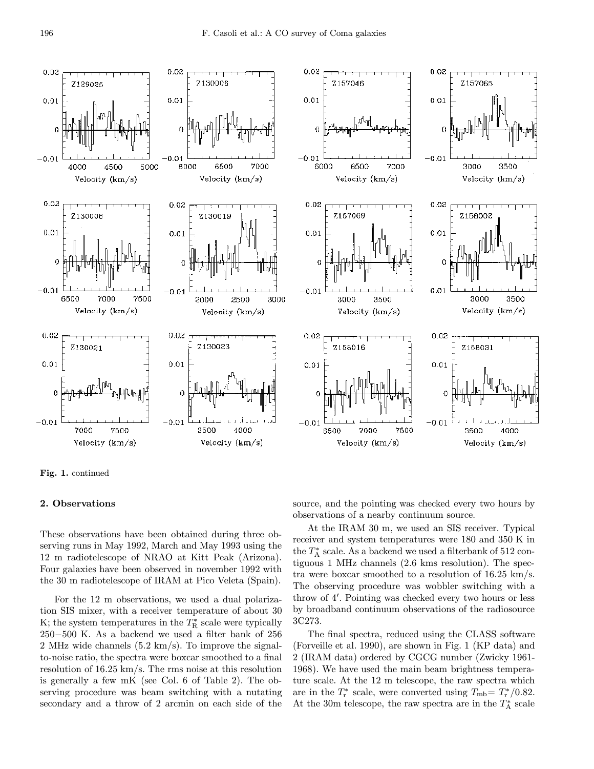**Fig. 1.** continued

## 2. Observations

These observations have been obtained during three observing runs in May 1992, March and May 1993 using the 12 m radiotelescope of NRAO at Kitt Peak (Arizona). Four galaxies have been observed in november 1992 with the 30 m radiotelescope of IRAM at Pico Veleta (Spain).

For the 12 m observations, we used a dual polarization SIS mixer, with a receiver temperature of about 30 K; the system temperatures in the $T_{\rm R}^*$ scale were typically 250−500 K. As a backend we used a filter bank of 256 2 MHz wide channels (5.2 km/s). To improve the signal-to-noise ratio, the spectra were boxcar smoothed to a final resolution of 16.25 km/s. The rms noise at this resolution is generally a few mK (see Col. 6 of Table 2). The observing procedure was beam switching with a nutating secondary and a throw of 2 arcmin on each side of the source, and the pointing was checked every two hours by observations of a nearby continuum source.

At the IRAM 30 m, we used an SIS receiver. Typical receiver and system temperatures were 180 and 350 K in the $T_{\rm A}^*$ scale. As a backend we used a filterbank of 512 contiguous 1 MHz channels (2.6 kms resolution). The spectra were boxcar smoothed to a resolution of 16.25 km/s. The observing procedure was wobbler switching with a throw of 4′. Pointing was checked every two hours or less by broadband continuum observations of the radiosource 3C273.

The final spectra, reduced using the CLASS software (Forveille et al. 1990), are shown in Fig. 1 (KP data) and 2 (IRAM data) ordered by CGCG number (Zwicky 1961-1968). We have used the main beam brightness temperature scale. At the 12 m telescope, the raw spectra which are in the $T_{\rm r}^*$ scale, were converted using $T_{\rm mb}= T_{\rm r}^*/0.82$. At the 30m telescope, the raw spectra are in the $T_{\rm A}^*$ scale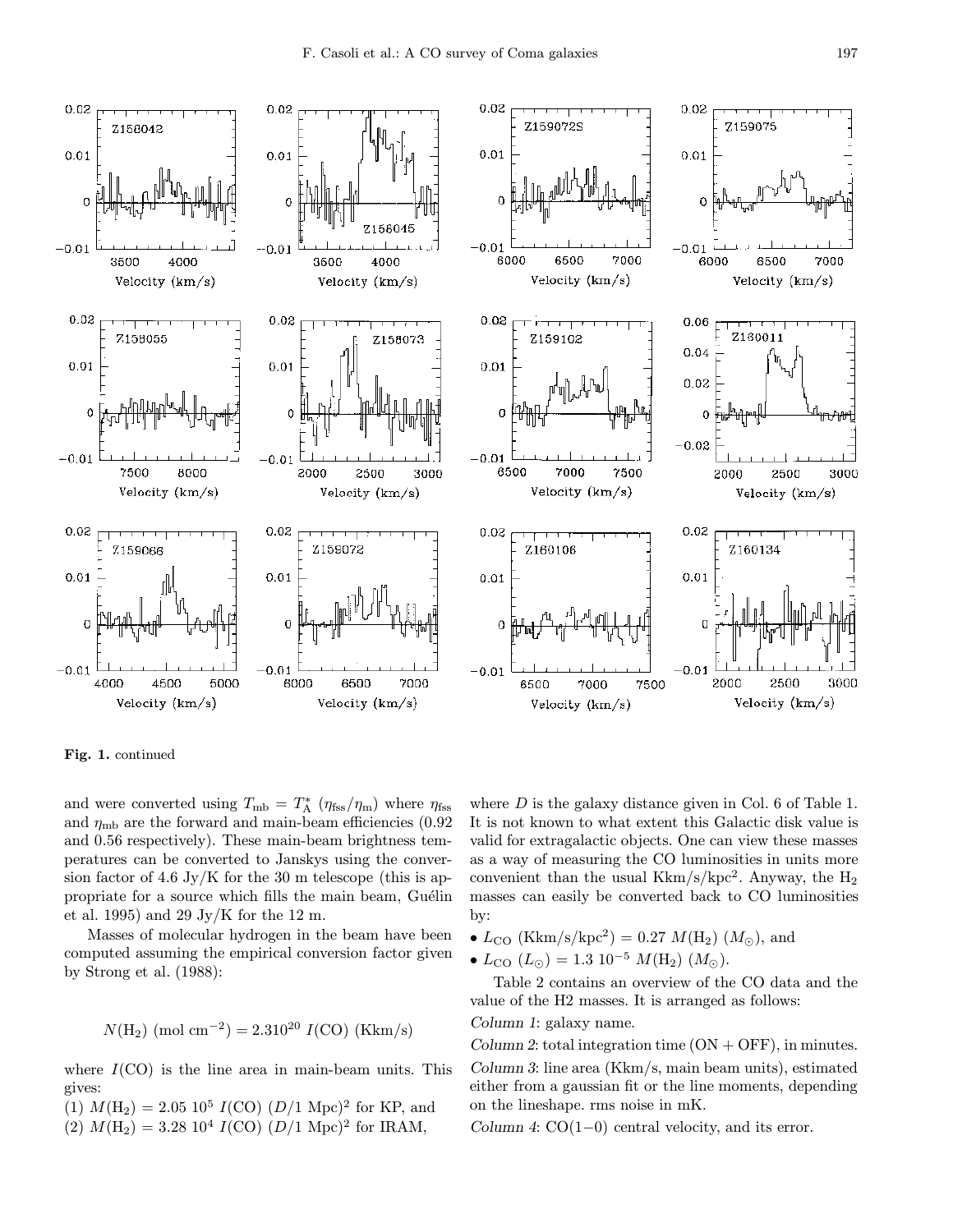**Fig. 1.** continued

and were converted using $T_{\rm mb} = T_{\rm A}^{*}\ (\eta_{\rm fss}/\eta_{\rm m})$ where $\eta_{\rm fss}$ and $\eta_{\rm mb}$ are the forward and main-beam efficiencies (0.92 and 0.56 respectively). These main-beam brightness temperatures can be converted to Janskys using the conversion factor of 4.6 Jy/K for the 30 m telescope (this is appropriate for a source which fills the main beam, Guélin et al. 1995) and 29 Jy/K for the 12 m.

Masses of molecular hydrogen in the beam have been computed assuming the empirical conversion factor given by Strong et al. (1988):

$$N(\mathrm{H_2})\ (\mathrm{mol\ cm^{-2}}) = 2.310^{20}\ I(\mathrm{CO})\ (\mathrm{Kkm/s})$$

where $I$(CO) is the line area in main-beam units. This gives:

(1) $M(\mathrm{H_2}) = 2.05\ 10^5\ I(\mathrm{CO})\ (D/1\ \mathrm{Mpc})^2$ for KP, and
(2) $M(\mathrm{H_2}) = 3.28\ 10^4\ I(\mathrm{CO})\ (D/1\ \mathrm{Mpc})^2$ for IRAM,

where $D$ is the galaxy distance given in Col. 6 of Table 1. It is not known to what extent this Galactic disk value is valid for extragalactic objects. One can view these masses as a way of measuring the CO luminosities in units more convenient than the usual Kkm/s/kpc$^2$. Anyway, the $\mathrm{H_2}$ masses can easily be converted back to CO luminosities by:

- $L_{\rm CO}$ (Kkm/s/kpc$^2$) $= 0.27\ M(\mathrm{H_2})\ (M_\odot)$, and
- $L_{\rm CO}$ $(L_\odot) = 1.3\ 10^{-5}\ M(\mathrm{H_2})\ (M_\odot)$.

Table 2 contains an overview of the CO data and the value of the H2 masses. It is arranged as follows:

*Column 1*: galaxy name.

*Column 2*: total integration time (ON + OFF), in minutes.

*Column 3*: line area (Kkm/s, main beam units), estimated either from a gaussian fit or the line moments, depending on the lineshape. rms noise in mK.

*Column 4*: CO(1−0) central velocity, and its error.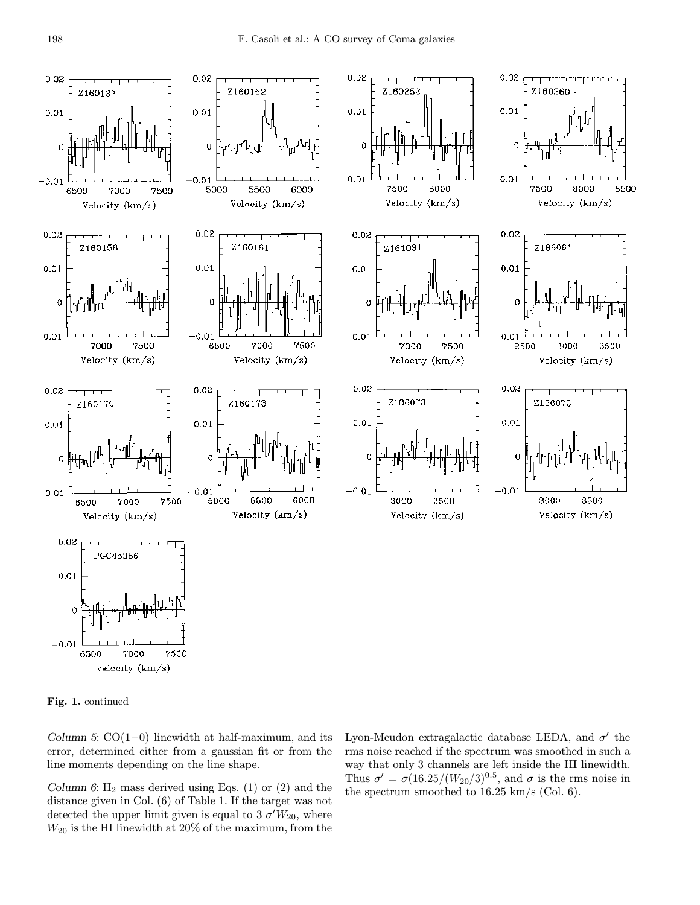**Fig. 1.** continued

*Column 5*: CO(1−0) linewidth at half-maximum, and its error, determined either from a gaussian fit or from the line moments depending on the line shape.

*Column 6*: $H_2$ mass derived using Eqs. (1) or (2) and the distance given in Col. (6) of Table 1. If the target was not detected the upper limit given is equal to 3 $\sigma' W_{20}$, where $W_{20}$ is the HI linewidth at 20% of the maximum, from the Lyon-Meudon extragalactic database LEDA, and $\sigma'$ the rms noise reached if the spectrum was smoothed in such a way that only 3 channels are left inside the HI linewidth. Thus $\sigma' = \sigma(16.25/(W_{20}/3)^{0.5}$, and $\sigma$ is the rms noise in the spectrum smoothed to 16.25 km/s (Col. 6).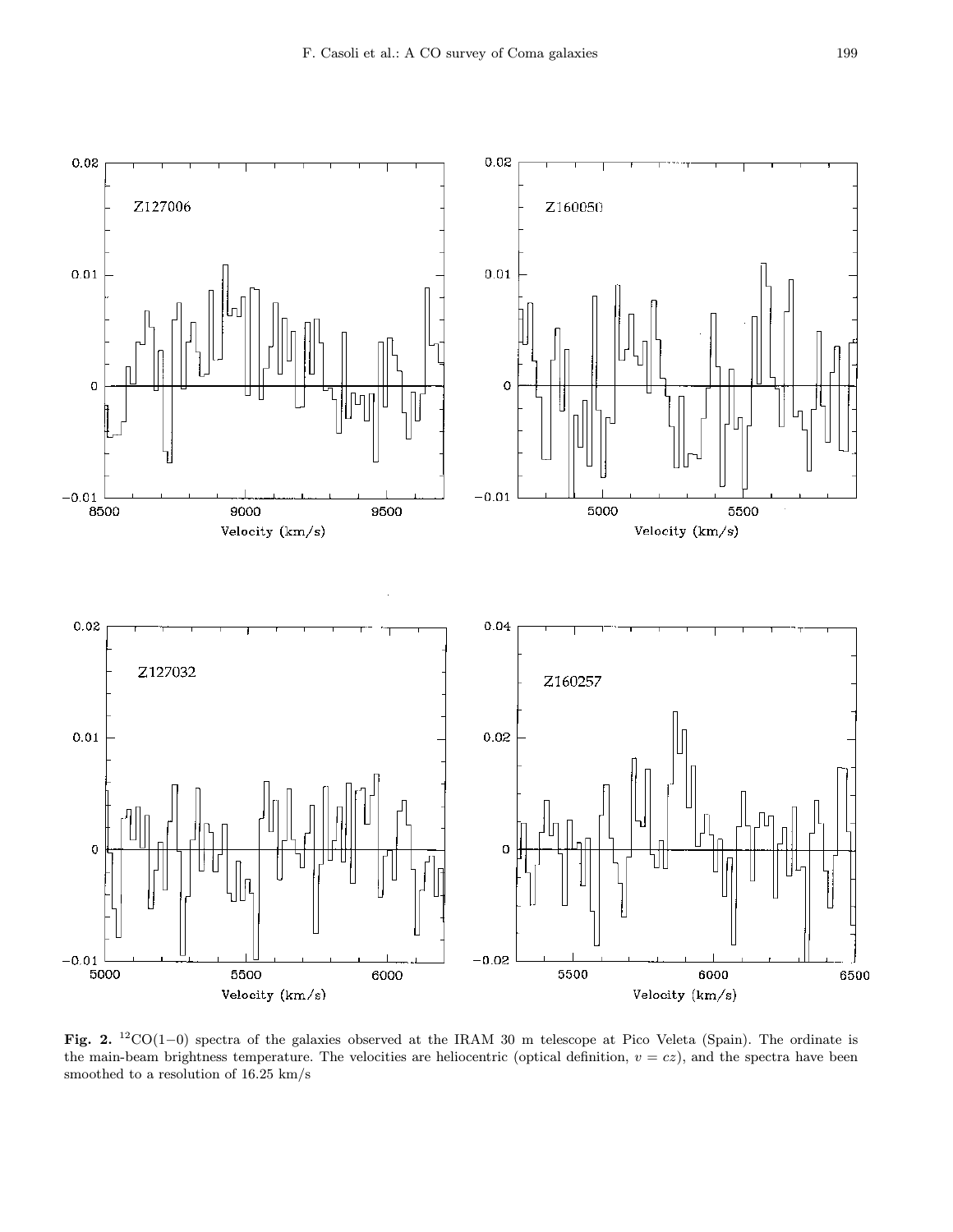**Fig. 2.** $^{12}$CO(1−0) spectra of the galaxies observed at the IRAM 30 m telescope at Pico Veleta (Spain). The ordinate is the main-beam brightness temperature. The velocities are heliocentric (optical definition, $v = cz$), and the spectra have been smoothed to a resolution of 16.25 km/s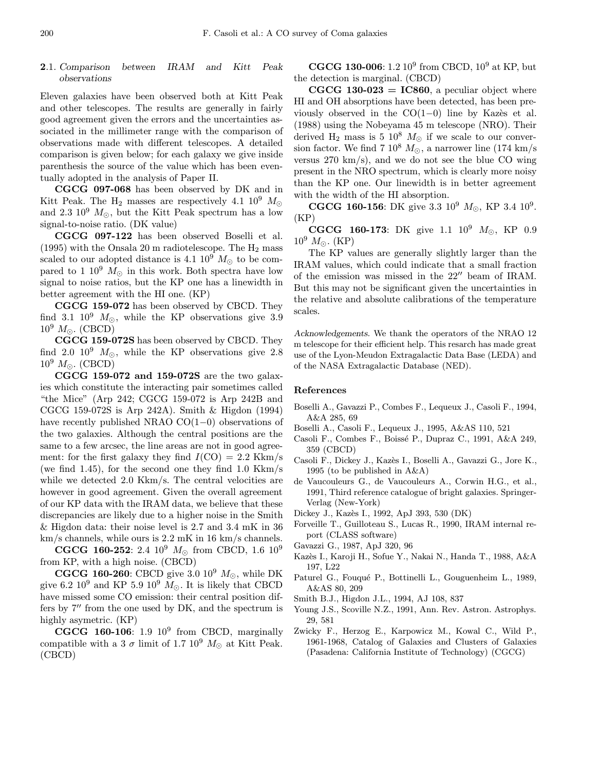### 2.1. *Comparison between IRAM and Kitt Peak observations*

Eleven galaxies have been observed both at Kitt Peak and other telescopes. The results are generally in fairly good agreement given the errors and the uncertainties associated in the millimeter range with the comparison of observations made with different telescopes. A detailed comparison is given below; for each galaxy we give inside parenthesis the source of the value which has been eventually adopted in the analysis of Paper II.

**CGCG 097-068** has been observed by DK and in Kitt Peak. The $H_2$ masses are respectively 4.1 $10^9$ $M_\odot$ and 2.3 $10^9$ $M_\odot$, but the Kitt Peak spectrum has a low signal-to-noise ratio. (DK value)

**CGCG 097-122** has been observed Boselli et al. (1995) with the Onsala 20 m radiotelescope. The $H_2$ mass scaled to our adopted distance is 4.1 $10^9$ $M_\odot$ to be compared to 1 $10^9$ $M_\odot$ in this work. Both spectra have low signal to noise ratios, but the KP one has a linewidth in better agreement with the HI one. (KP)

**CGCG 159-072** has been observed by CBCD. They find 3.1 $10^9$ $M_\odot$, while the KP observations give 3.9 $10^9$ $M_\odot$. (CBCD)

**CGCG 159-072S** has been observed by CBCD. They find 2.0 $10^9$ $M_\odot$, while the KP observations give 2.8 $10^9$ $M_\odot$. (CBCD)

**CGCG 159-072 and 159-072S** are the two galaxies which constitute the interacting pair sometimes called "the Mice" (Arp 242; CGCG 159-072 is Arp 242B and CGCG 159-072S is Arp 242A). Smith & Higdon (1994) have recently published NRAO CO(1−0) observations of the two galaxies. Although the central positions are the same to a few arcsec, the line areas are not in good agreement: for the first galaxy they find $I(\text{CO}) = 2.2$ Kkm/s (we find 1.45), for the second one they find 1.0 Kkm/s while we detected 2.0 Kkm/s. The central velocities are however in good agreement. Given the overall agreement of our KP data with the IRAM data, we believe that these discrepancies are likely due to a higher noise in the Smith & Higdon data: their noise level is 2.7 and 3.4 mK in 36 km/s channels, while ours is 2.2 mK in 16 km/s channels.

**CGCG 160-252**: 2.4 $10^9$ $M_\odot$ from CBCD, 1.6 $10^9$ from KP, with a high noise. (CBCD)

**CGCG 160-260**: CBCD give 3.0 $10^9$ $M_\odot$, while DK give 6.2 $10^9$ and KP 5.9 $10^9$ $M_\odot$. It is likely that CBCD have missed some CO emission: their central position differs by 7″ from the one used by DK, and the spectrum is highly asymetric. (KP)

**CGCG 160-106**: 1.9 $10^9$ from CBCD, marginally compatible with a 3 $\sigma$ limit of 1.7 $10^9$ $M_\odot$ at Kitt Peak. (CBCD)

**CGCG 130-006**: 1.2 $10^9$ from CBCD, $10^9$ at KP, but the detection is marginal. (CBCD)

**CGCG 130-023 = IC860**, a peculiar object where HI and OH absorptions have been detected, has been previously observed in the CO(1−0) line by Kazès et al. (1988) using the Nobeyama 45 m telescope (NRO). Their derived $H_2$ mass is 5 $10^8$ $M_\odot$ if we scale to our conversion factor. We find 7 $10^8$ $M_\odot$, a narrower line (174 km/s versus 270 km/s), and we do not see the blue CO wing present in the NRO spectrum, which is clearly more noisy than the KP one. Our linewidth is in better agreement with the width of the HI absorption.

**CGCG 160-156**: DK give 3.3 $10^9$ $M_\odot$, KP 3.4 $10^9$. (KP)

**CGCG 160-173**: DK give 1.1 $10^9$ $M_\odot$, KP 0.9 $10^9$ $M_\odot$. (KP)

The KP values are generally slightly larger than the IRAM values, which could indicate that a small fraction of the emission was missed in the 22″ beam of IRAM. But this may not be significant given the uncertainties in the relative and absolute calibrations of the temperature scales.

*Acknowledgements.* We thank the operators of the NRAO 12 m telescope for their efficient help. This resarch has made great use of the Lyon-Meudon Extragalactic Data Base (LEDA) and of the NASA Extragalactic Database (NED).

## References

- Boselli A., Gavazzi P., Combes F., Lequeux J., Casoli F., 1994, A&A 285, 69
- Boselli A., Casoli F., Lequeux J., 1995, A&AS 110, 521
- Casoli F., Combes F., Boissé P., Dupraz C., 1991, A&A 249, 359 (CBCD)
- Casoli F., Dickey J., Kazès I., Boselli A., Gavazzi G., Jore K., 1995 (to be published in A&A)
- de Vaucouleurs G., de Vaucouleurs A., Corwin H.G., et al., 1991, Third reference catalogue of bright galaxies. Springer-Verlag (New-York)
- Dickey J., Kazès I., 1992, ApJ 393, 530 (DK)
- Forveille T., Guilloteau S., Lucas R., 1990, IRAM internal report (CLASS software)
- Gavazzi G., 1987, ApJ 320, 96
- Kazès I., Karoji H., Sofue Y., Nakai N., Handa T., 1988, A&A 197, L22
- Paturel G., Fouqué P., Bottinelli L., Gouguenheim L., 1989, A&AS 80, 209
- Smith B.J., Higdon J.L., 1994, AJ 108, 837
- Young J.S., Scoville N.Z., 1991, Ann. Rev. Astron. Astrophys. 29, 581
- Zwicky F., Herzog E., Karpowicz M., Kowal C., Wild P., 1961-1968, Catalog of Galaxies and Clusters of Galaxies (Pasadena: California Institute of Technology) (CGCG)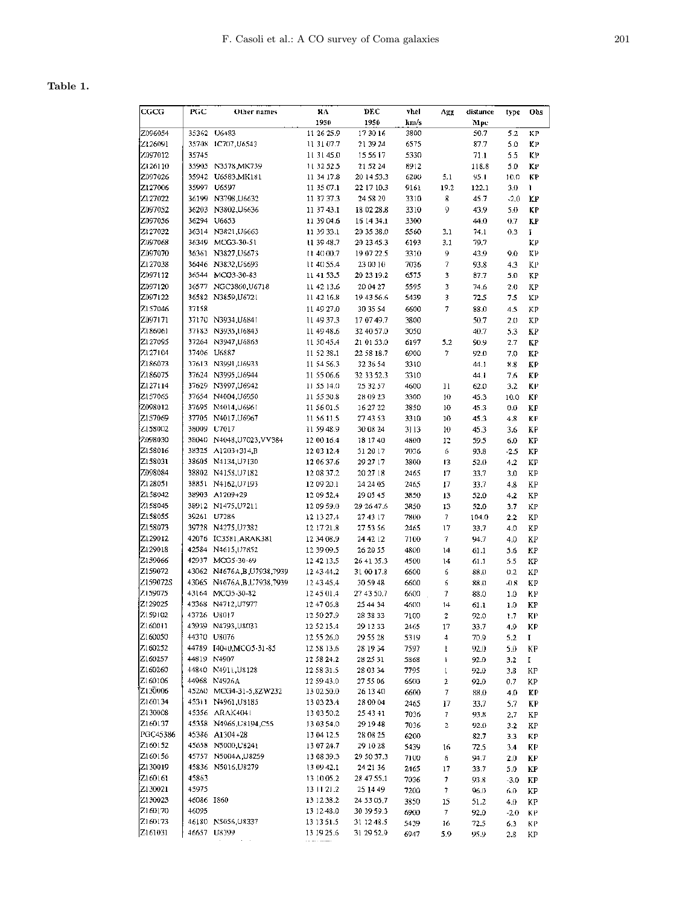**Table 1.**

| CGCG | PGC | Other names | RA 1950 | DEC 1950 | vhel km/s | Agg | distance Mpc | type | Obs |
|---|---|---|---|---|---|---|---|---|---|
| Z096054 | 35362 | U6483 | 11 26 25.9 | 17 30 16 | 3800 | | 50.7 | 5.2 | KP |
| Z126091 | 35708 | IC707,U6543 | 11 31 07.7 | 21 39 24 | 6575 | | 87.7 | 5.0 | KP |
| Z097012 | 35745 | | 11 31 45.0 | 15 56 17 | 5330 | | 71.1 | 5.5 | KP |
| Z126110 | 35905 | N3578,MK739 | 11 32 52.5 | 21 52 24 | 8912 | | 118.8 | 5.0 | KP |
| Z097026 | 35942 | U6583,MK181 | 11 34 17.8 | 20 14 53.3 | 6200 | 5.1 | 95.1 | 10.0 | KP |
| Z127006 | 35997 | U6597 | 11 35 07.1 | 22 17 10.3 | 9161 | 19.2 | 122.1 | 3.0 | I |
| Z127022 | 36199 | N3798,U6632 | 11 37 37.3 | 24 58 29 | 3310 | 8 | 45.7 | -2.0 | KP |
| Z097052 | 36203 | N3802,U6636 | 11 37 43.1 | 18 02 28.8 | 3310 | 9 | 43.9 | 5.0 | KP |
| Z097056 | 36294 | U6653 | 11 39 04.6 | 16 14 34.1 | 3300 | | 44.0 | 0.7 | KP |
| Z127032 | 36314 | N3821,U6663 | 11 39 33.1 | 20 35 38.0 | 5560 | 3.1 | 74.1 | 0.3 | I |
| Z097068 | 36349 | MCG3-30-51 | 11 39 48.7 | 20 23 45.3 | 6193 | 3.1 | 79.7 | | KP |
| Z097070 | 36361 | N3827,U6675 | 11 40 00.7 | 19 07 22.5 | 3310 | 9 | 43.9 | 9.0 | KP |
| Z127038 | 36446 | N3832,U6693 | 11 40 55.4 | 23 00 10 | 7036 | 7 | 93.8 | 4.3 | KP |
| Z097112 | 36544 | MCG3-30-83 | 11 41 53.5 | 20 23 19.2 | 6575 | 3 | 87.7 | 5.0 | KP |
| Z097120 | 36577 | NGC3860,U6718 | 11 42 13.6 | 20 04 27 | 5595 | 3 | 74.6 | 2.0 | KP |
| Z097122 | 36582 | N3859,U6721 | 11 42 16.8 | 19 43 56.6 | 5439 | 3 | 72.5 | 7.5 | KP |
| Z157046 | 37158 | | 11 49 27.0 | 30 35 54 | 6600 | 7 | 88.0 | 4.5 | KP |
| Z097171 | 37170 | N3934,U6841 | 11 49 37.3 | 17 07 49.7 | 3800 | | 50.7 | 2.0 | KP |
| Z186061 | 37183 | N3935,U6843 | 11 49 48.6 | 32 40 57.0 | 3050 | | 40.7 | 5.3 | KP |
| Z127095 | 37264 | N3947,U6863 | 11 50 45.4 | 21 01 53.0 | 6197 | 5.2 | 90.9 | 2.7 | KP |
| Z127104 | 37406 | U6887 | 11 52 38.1 | 22 58 18.7 | 6900 | 7 | 92.0 | 7.0 | KP |
| Z186073 | 37613 | N3991,U6933 | 11 54 56.3 | 32 36 54 | 3310 | | 44.1 | 8.8 | KP |
| Z186075 | 37624 | N3995,U6944 | 11 55 06.6 | 32 33 52.3 | 3310 | | 44.1 | 7.6 | KP |
| Z127114 | 37629 | N3997,U6942 | 11 55 14.0 | 25 32 57 | 4600 | 11 | 62.0 | 3.2 | KP |
| Z157065 | 37654 | N4004,U6950 | 11 55 20.8 | 28 09 23 | 3300 | 10 | 45.3 | 10.0 | KP |
| Z098012 | 37695 | N4014,U6961 | 11 56 01.5 | 16 27 22 | 3850 | 10 | 45.3 | 0.0 | KP |
| Z157069 | 37705 | N4017,U6967 | 11 56 11.5 | 27 43 53 | 3310 | 10 | 45.3 | 4.8 | KP |
| Z158002 | 38009 | U7017 | 11 59 48.9 | 30 08 24 | 3113 | 10 | 45.3 | 3.6 | KP |
| Z098030 | 38040 | N4048,U7023,VV384 | 12 00 16.4 | 18 17 40 | 4800 | 12 | 59.5 | 6.0 | KP |
| Z158016 | 38325 | A1203+314,B | 12 03 12.4 | 31 20 17 | 7036 | 6 | 93.8 | -2.5 | KP |
| Z158031 | 38605 | N4134,U7130 | 12 06 37.6 | 29 27 17 | 3800 | 13 | 52.0 | 4.2 | KP |
| Z098084 | 38802 | N4158,U7182 | 12 08 37.2 | 20 27 18 | 2465 | 17 | 33.7 | 3.0 | KP |
| Z128051 | 38851 | N4162,U7193 | 12 09 20.1 | 24 24 05 | 2465 | 17 | 33.7 | 4.8 | KP |
| Z158042 | 38903 | A1209+29 | 12 09 52.4 | 29 05 45 | 3850 | 13 | 52.0 | 4.2 | KP |
| Z158045 | 38912 | N1475,U7211 | 12 09 59.0 | 29 26 47.6 | 3850 | 13 | 52.0 | 3.7 | KP |
| Z158055 | 39261 | U7286 | 12 13 27.4 | 27 43 17 | 7800 | 7 | 104.0 | 2.2 | KP |
| Z158073 | 39728 | N4275,U7382 | 12 17 21.8 | 27 53 56 | 2465 | 17 | 33.7 | 4.0 | KP |
| Z129012 | 42076 | IC3581,ARAK381 | 12 34 08.9 | 24 42 12 | 7100 | 7 | 94.7 | 4.0 | KP |
| Z129018 | 42584 | N4615,U7852 | 12 39 09.5 | 26 20 55 | 4800 | 14 | 61.1 | 5.6 | KP |
| Z159066 | 42937 | MCG5-30-69 | 12 42 13.5 | 26 41 35.3 | 4500 | 14 | 61.1 | 5.5 | KP |
| Z159072 | 43062 | N4676A,B,U7938,7939 | 12 43 44.2 | 31 00 17.8 | 6600 | 6 | 88.0 | 0.2 | KP |
| Z159072S | 43065 | N4676A,B,U7938,7939 | 12 43 45.4 | 30 59 48 | 6600 | 6 | 88.0 | -0.8 | KP |
| Z159075 | 43164 | MCG5-30-82 | 12 45 01.4 | 27 43 50.7 | 6600 | 7 | 88.0 | 1.0 | KP |
| Z129025 | 43368 | N4712,U7977 | 12 47 06.8 | 25 44 34 | 4600 | 14 | 61.1 | 1.0 | KP |
| Z159102 | 43726 | U8017 | 12 50 27.9 | 28 38 33 | 7100 | 2 | 92.0 | 1.7 | KP |
| Z160011 | 43939 | N4793,U8033 | 12 52 15.4 | 29 12 33 | 2465 | 17 | 33.7 | 4.9 | KP |
| Z160050 | 44370 | U8076 | 12 55 26.0 | 29 55 28 | 5319 | 4 | 70.9 | 5.2 | I |
| Z160252 | 44789 | I4040,MCG5-31-85 | 12 58 13.6 | 28 19 34 | 7597 | 1 | 92.0 | 5.0 | KP |
| Z160257 | 44819 | N4907 | 12 58 24.2 | 28 25 31 | 5868 | 1 | 92.0 | 3.2 | I |
| Z160260 | 44840 | N4911,U8128 | 12 58 31.5 | 28 03 34 | 7795 | 1 | 92.0 | 3.8 | KP |
| Z160106 | 44968 | N4926A | 12 59 43.0 | 27 55 06 | 6600 | 2 | 92.0 | 0.7 | KP |
| Z130006 | 45260 | MCG4-31-5,8ZW232 | 13 02 50.0 | 26 13 40 | 6600 | 7 | 88.0 | 4.0 | KP |
| Z160134 | 45311 | N4961,U8185 | 13 03 23.4 | 28 00 04 | 2465 | 17 | 33.7 | 5.7 | KP |
| Z130008 | 45356 | ARAK404 | 13 03 50.2 | 25 43 41 | 7036 | 7 | 93.8 | 2.7 | KP |
| Z160137 | 45358 | N4966,U8194,C55 | 13 03 54.0 | 29 19 48 | 7036 | 2 | 92.0 | 3.2 | KP |
| PGC45386 | 45386 | A1304+28 | 13 04 12.5 | 28 08 25 | 6200 | | 82.7 | 3.3 | KP |
| Z160152 | 45658 | N5000,U8241 | 13 07 24.7 | 29 10 28 | 5439 | 16 | 72.5 | 3.4 | KP |
| Z160156 | 45757 | N5004A,U8259 | 13 08 39.3 | 29 50 37.3 | 7100 | 6 | 94.7 | 2.0 | KP |
| Z130019 | 45836 | N5016,U8279 | 13 09 42.1 | 24 21 36 | 2465 | 17 | 33.7 | 5.0 | KP |
| Z160161 | 45863 | | 13 10 05.2 | 28 47 55.1 | 7036 | 7 | 93.8 | -3.0 | KP |
| Z130021 | 45975 | | 13 11 21.2 | 25 14 49 | 7200 | 7 | 96.0 | 6.0 | KP |
| Z130023 | 46086 | I860 | 13 12 38.2 | 24 53 05.7 | 3850 | 15 | 51.2 | 4.0 | KP |
| Z160170 | 46095 | | 13 12 48.0 | 30 39 59.3 | 6900 | 7 | 92.0 | -2.0 | KP |
| Z160173 | 46180 | N5056,U8337 | 13 13 51.5 | 31 12 48.5 | 5439 | 16 | 72.5 | 6.3 | KP |
| Z161031 | 46657 | U8399 | 13 19 25.6 | 31 29 52.9 | 6947 | 5.9 | 95.9 | 2.8 | KP |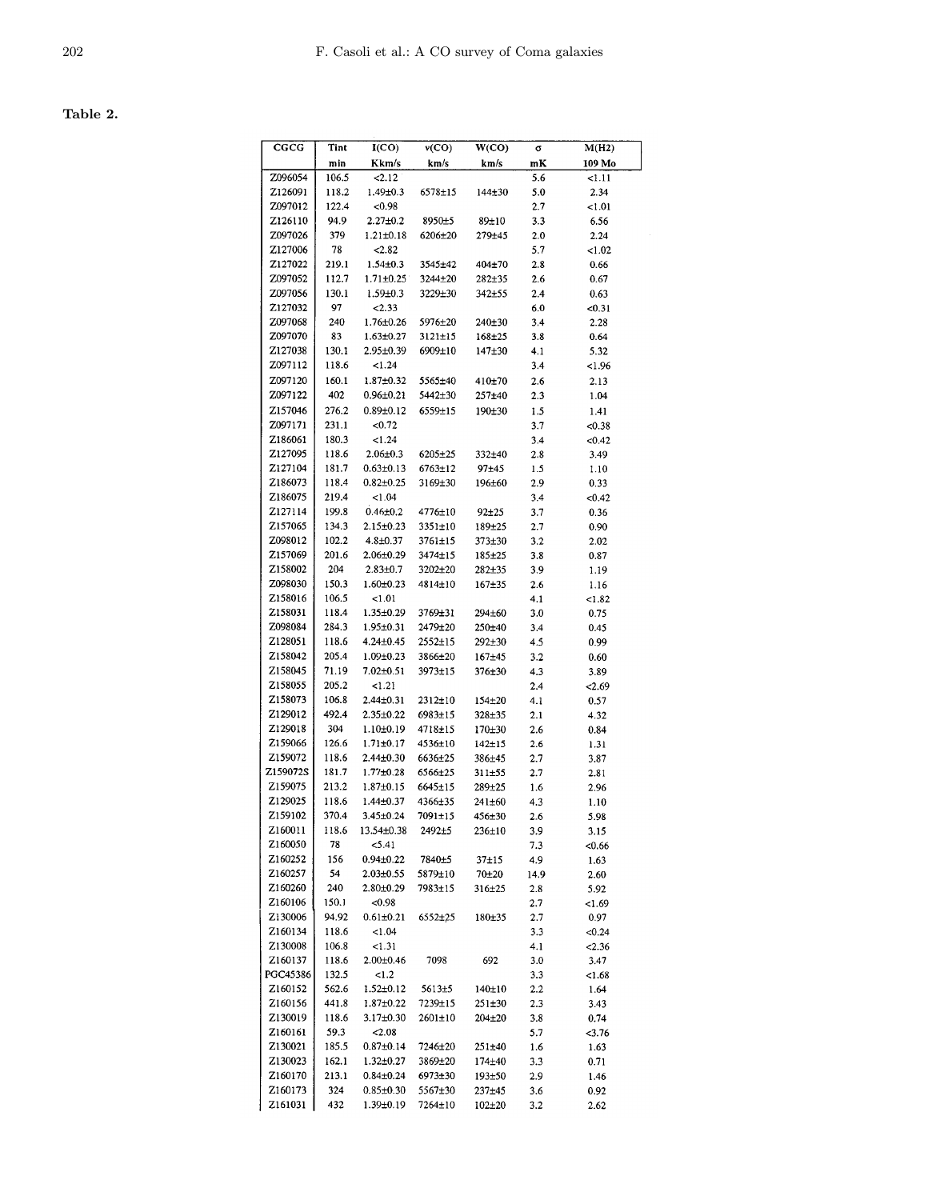**Table 2.**

| CGCG | Tint | I(CO) | v(CO) | W(CO) | σ | M(H2) |
|---|---|---|---|---|---|---|
| | min | Kkm/s | km/s | km/s | mK | 109 Mo |
| Z096054 | 106.5 | <2.12 | | | 5.6 | <1.11 |
| Z126091 | 118.2 | 1.49±0.3 | 6578±15 | 144±30 | 5.0 | 2.34 |
| Z097012 | 122.4 | <0.98 | | | 2.7 | <1.01 |
| Z126110 | 94.9 | 2.27±0.2 | 8950±5 | 89±10 | 3.3 | 6.56 |
| Z097026 | 379 | 1.21±0.18 | 6206±20 | 279±45 | 2.0 | 2.24 |
| Z127006 | 78 | <2.82 | | | 5.7 | <1.02 |
| Z127022 | 219.1 | 1.54±0.3 | 3545±42 | 404±70 | 2.8 | 0.66 |
| Z097052 | 112.7 | 1.71±0.25 | 3244±20 | 282±35 | 2.6 | 0.67 |
| Z097056 | 130.1 | 1.59±0.3 | 3229±30 | 342±55 | 2.4 | 0.63 |
| Z127032 | 97 | <2.33 | | | 6.0 | <0.31 |
| Z097068 | 240 | 1.76±0.26 | 5976±20 | 240±30 | 3.4 | 2.28 |
| Z097070 | 83 | 1.63±0.27 | 3121±15 | 168±25 | 3.8 | 0.64 |
| Z127038 | 130.1 | 2.95±0.39 | 6909±10 | 147±30 | 4.1 | 5.32 |
| Z097112 | 118.6 | <1.24 | | | 3.4 | <1.96 |
| Z097120 | 160.1 | 1.87±0.32 | 5565±40 | 410±70 | 2.6 | 2.13 |
| Z097122 | 402 | 0.96±0.21 | 5442±30 | 257±40 | 2.3 | 1.04 |
| Z157046 | 276.2 | 0.89±0.12 | 6559±15 | 190±30 | 1.5 | 1.41 |
| Z097171 | 231.1 | <0.72 | | | 3.7 | <0.38 |
| Z186061 | 180.3 | <1.24 | | | 3.4 | <0.42 |
| Z127095 | 118.6 | 2.06±0.3 | 6205±25 | 332±40 | 2.8 | 3.49 |
| Z127104 | 181.7 | 0.63±0.13 | 6763±12 | 97±45 | 1.5 | 1.10 |
| Z186073 | 118.4 | 0.82±0.25 | 3169±30 | 196±60 | 2.9 | 0.33 |
| Z186075 | 219.4 | <1.04 | | | 3.4 | <0.42 |
| Z127114 | 199.8 | 0.46±0.2 | 4776±10 | 92±25 | 3.7 | 0.36 |
| Z157065 | 134.3 | 2.15±0.23 | 3351±10 | 189±25 | 2.7 | 0.90 |
| Z098012 | 102.2 | 4.8±0.37 | 3761±15 | 373±30 | 3.2 | 2.02 |
| Z157069 | 201.6 | 2.06±0.29 | 3474±15 | 185±25 | 3.8 | 0.87 |
| Z158002 | 204 | 2.83±0.7 | 3202±20 | 282±35 | 3.9 | 1.19 |
| Z098030 | 150.3 | 1.60±0.23 | 4814±10 | 167±35 | 2.6 | 1.16 |
| Z158016 | 106.5 | <1.01 | | | 4.1 | <1.82 |
| Z158031 | 118.4 | 1.35±0.29 | 3769±31 | 294±60 | 3.0 | 0.75 |
| Z098084 | 284.3 | 1.95±0.31 | 2479±20 | 250±40 | 3.4 | 0.45 |
| Z128051 | 118.6 | 4.24±0.45 | 2552±15 | 292±30 | 4.5 | 0.99 |
| Z158042 | 205.4 | 1.09±0.23 | 3866±20 | 167±45 | 3.2 | 0.60 |
| Z158045 | 71.19 | 7.02±0.51 | 3973±15 | 376±30 | 4.3 | 3.89 |
| Z158055 | 205.2 | <1.21 | | | 2.4 | <2.69 |
| Z158073 | 106.8 | 2.44±0.31 | 2312±10 | 154±20 | 4.1 | 0.57 |
| Z129012 | 492.4 | 2.35±0.22 | 6983±15 | 328±35 | 2.1 | 4.32 |
| Z129018 | 304 | 1.10±0.19 | 4718±15 | 170±30 | 2.6 | 0.84 |
| Z159066 | 126.6 | 1.71±0.17 | 4536±10 | 142±15 | 2.6 | 1.31 |
| Z159072 | 118.6 | 2.44±0.30 | 6636±25 | 386±45 | 2.7 | 3.87 |
| Z159072S | 181.7 | 1.77±0.28 | 6566±25 | 311±55 | 2.7 | 2.81 |
| Z159075 | 213.2 | 1.87±0.15 | 6645±15 | 289±25 | 1.6 | 2.96 |
| Z129025 | 118.6 | 1.44±0.37 | 4366±35 | 241±60 | 4.3 | 1.10 |
| Z159102 | 370.4 | 3.45±0.24 | 7091±15 | 456±30 | 2.6 | 5.98 |
| Z160011 | 118.6 | 13.54±0.38 | 2492±5 | 236±10 | 3.9 | 3.15 |
| Z160050 | 78 | <5.41 | | | 7.3 | <0.66 |
| Z160252 | 156 | 0.94±0.22 | 7840±5 | 37±15 | 4.9 | 1.63 |
| Z160257 | 54 | 2.03±0.55 | 5879±10 | 70±20 | 14.9 | 2.60 |
| Z160260 | 240 | 2.80±0.29 | 7983±15 | 316±25 | 2.8 | 5.92 |
| Z160106 | 150.1 | <0.98 | | | 2.7 | <1.69 |
| Z130006 | 94.92 | 0.61±0.21 | 6552±25 | 180±35 | 2.7 | 0.97 |
| Z160134 | 118.6 | <1.04 | | | 3.3 | <0.24 |
| Z130008 | 106.8 | <1.31 | | | 4.1 | <2.36 |
| Z160137 | 118.6 | 2.00±0.46 | 7098 | 692 | 3.0 | 3.47 |
| PGC45386 | 132.5 | <1.2 | | | 3.3 | <1.68 |
| Z160152 | 562.6 | 1.52±0.12 | 5613±5 | 140±10 | 2.2 | 1.64 |
| Z160156 | 441.8 | 1.87±0.22 | 7239±15 | 251±30 | 2.3 | 3.43 |
| Z130019 | 118.6 | 3.17±0.30 | 2601±10 | 204±20 | 3.8 | 0.74 |
| Z160161 | 59.3 | <2.08 | | | 5.7 | <3.76 |
| Z130021 | 185.5 | 0.87±0.14 | 7246±20 | 251±40 | 1.6 | 1.63 |
| Z130023 | 162.1 | 1.32±0.27 | 3869±20 | 174±40 | 3.3 | 0.71 |
| Z160170 | 213.1 | 0.84±0.24 | 6973±30 | 193±50 | 2.9 | 1.46 |
| Z160173 | 324 | 0.85±0.30 | 5567±30 | 237±45 | 3.6 | 0.92 |
| Z161031 | 432 | 1.39±0.19 | 7264±10 | 102±20 | 3.2 | 2.62 |